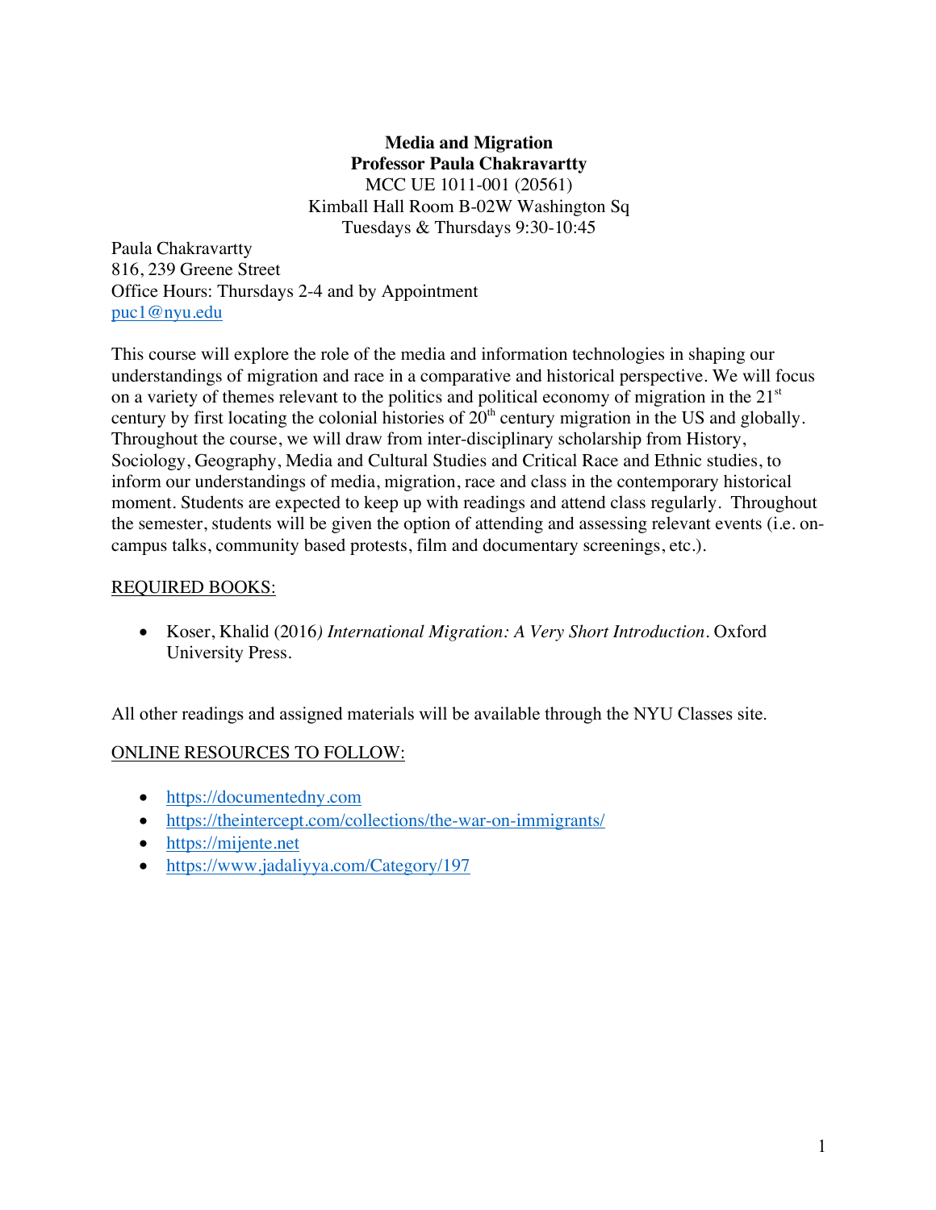**Media and Migration**
**Professor Paula Chakravartty**
MCC UE 1011-001 (20561)
Kimball Hall Room B-02W Washington Sq
Tuesdays & Thursdays 9:30-10:45

Paula Chakravartty
816, 239 Greene Street
Office Hours: Thursdays 2-4 and by Appointment
puc1@nyu.edu

This course will explore the role of the media and information technologies in shaping our understandings of migration and race in a comparative and historical perspective. We will focus on a variety of themes relevant to the politics and political economy of migration in the 21st century by first locating the colonial histories of 20th century migration in the US and globally. Throughout the course, we will draw from inter-disciplinary scholarship from History, Sociology, Geography, Media and Cultural Studies and Critical Race and Ethnic studies, to inform our understandings of media, migration, race and class in the contemporary historical moment. Students are expected to keep up with readings and attend class regularly. Throughout the semester, students will be given the option of attending and assessing relevant events (i.e. on-campus talks, community based protests, film and documentary screenings, etc.).

REQUIRED BOOKS:

- Koser, Khalid (2016) *International Migration: A Very Short Introduction*. Oxford University Press.

All other readings and assigned materials will be available through the NYU Classes site.

ONLINE RESOURCES TO FOLLOW:

- https://documentedny.com
- https://theintercept.com/collections/the-war-on-immigrants/
- https://mijente.net
- https://www.jadaliyya.com/Category/197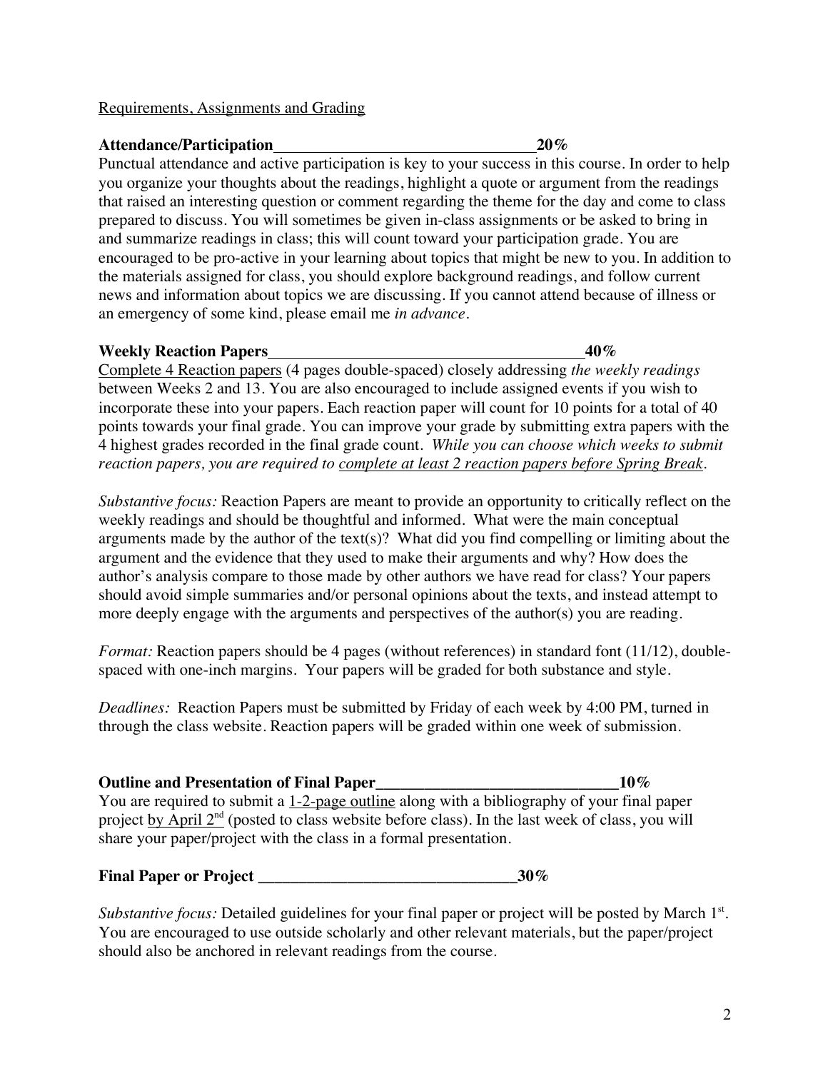Requirements, Assignments and Grading

**Attendance/Participation________________________________20%**

Punctual attendance and active participation is key to your success in this course. In order to help you organize your thoughts about the readings, highlight a quote or argument from the readings that raised an interesting question or comment regarding the theme for the day and come to class prepared to discuss. You will sometimes be given in-class assignments or be asked to bring in and summarize readings in class; this will count toward your participation grade. You are encouraged to be pro-active in your learning about topics that might be new to you. In addition to the materials assigned for class, you should explore background readings, and follow current news and information about topics we are discussing. If you cannot attend because of illness or an emergency of some kind, please email me *in advance*.

**Weekly Reaction Papers_______________________________________40%**

Complete 4 Reaction papers (4 pages double-spaced) closely addressing *the weekly readings* between Weeks 2 and 13. You are also encouraged to include assigned events if you wish to incorporate these into your papers. Each reaction paper will count for 10 points for a total of 40 points towards your final grade. You can improve your grade by submitting extra papers with the 4 highest grades recorded in the final grade count. *While you can choose which weeks to submit reaction papers, you are required to complete at least 2 reaction papers before Spring Break.*

*Substantive focus:* Reaction Papers are meant to provide an opportunity to critically reflect on the weekly readings and should be thoughtful and informed. What were the main conceptual arguments made by the author of the text(s)? What did you find compelling or limiting about the argument and the evidence that they used to make their arguments and why? How does the author's analysis compare to those made by other authors we have read for class? Your papers should avoid simple summaries and/or personal opinions about the texts, and instead attempt to more deeply engage with the arguments and perspectives of the author(s) you are reading.

*Format:* Reaction papers should be 4 pages (without references) in standard font (11/12), double-spaced with one-inch margins. Your papers will be graded for both substance and style.

*Deadlines:* Reaction Papers must be submitted by Friday of each week by 4:00 PM, turned in through the class website. Reaction papers will be graded within one week of submission.

**Outline and Presentation of Final Paper_____________________________10%**

You are required to submit a 1-2-page outline along with a bibliography of your final paper project by April 2nd (posted to class website before class). In the last week of class, you will share your paper/project with the class in a formal presentation.

**Final Paper or Project ________________________________30%**

*Substantive focus:* Detailed guidelines for your final paper or project will be posted by March 1st. You are encouraged to use outside scholarly and other relevant materials, but the paper/project should also be anchored in relevant readings from the course.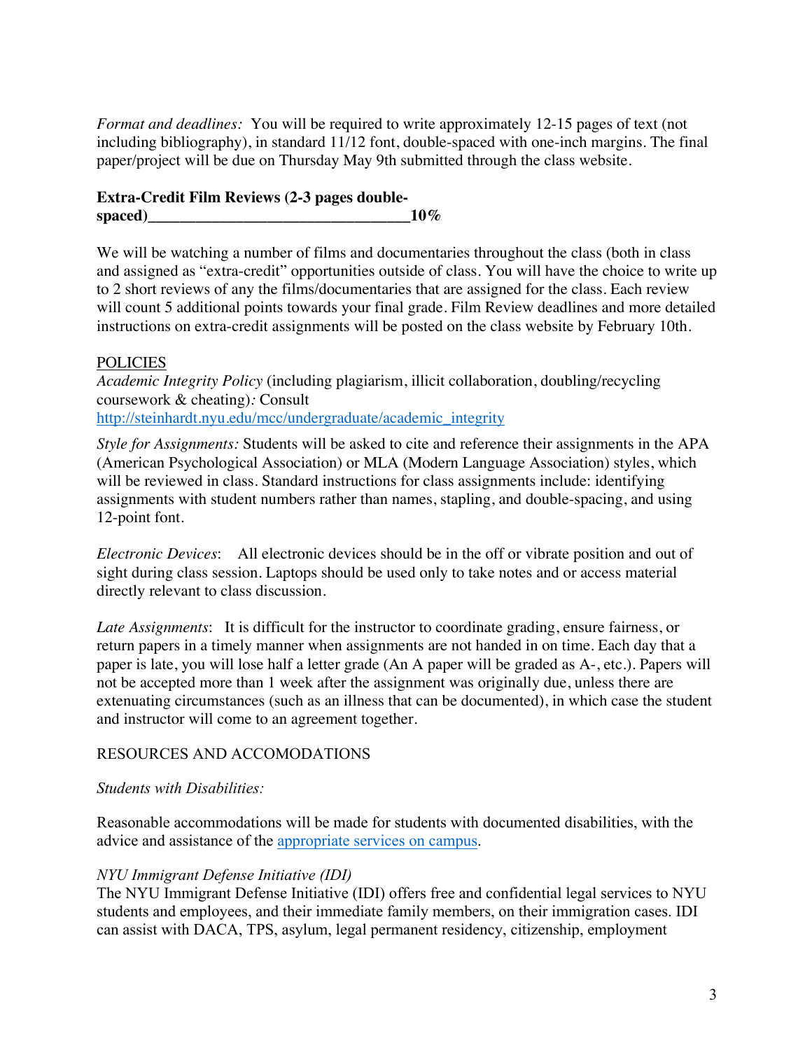*Format and deadlines:* You will be required to write approximately 12-15 pages of text (not including bibliography), in standard 11/12 font, double-spaced with one-inch margins. The final paper/project will be due on Thursday May 9th submitted through the class website.

**Extra-Credit Film Reviews (2-3 pages double-spaced)_________________________________10%**

We will be watching a number of films and documentaries throughout the class (both in class and assigned as "extra-credit" opportunities outside of class. You will have the choice to write up to 2 short reviews of any the films/documentaries that are assigned for the class. Each review will count 5 additional points towards your final grade. Film Review deadlines and more detailed instructions on extra-credit assignments will be posted on the class website by February 10th.

POLICIES

*Academic Integrity Policy* (including plagiarism, illicit collaboration, doubling/recycling coursework & cheating)*:* Consult http://steinhardt.nyu.edu/mcc/undergraduate/academic_integrity

*Style for Assignments:* Students will be asked to cite and reference their assignments in the APA (American Psychological Association) or MLA (Modern Language Association) styles, which will be reviewed in class. Standard instructions for class assignments include: identifying assignments with student numbers rather than names, stapling, and double-spacing, and using 12-point font.

*Electronic Devices*: All electronic devices should be in the off or vibrate position and out of sight during class session. Laptops should be used only to take notes and or access material directly relevant to class discussion.

*Late Assignments*: It is difficult for the instructor to coordinate grading, ensure fairness, or return papers in a timely manner when assignments are not handed in on time. Each day that a paper is late, you will lose half a letter grade (An A paper will be graded as A-, etc.). Papers will not be accepted more than 1 week after the assignment was originally due, unless there are extenuating circumstances (such as an illness that can be documented), in which case the student and instructor will come to an agreement together.

RESOURCES AND ACCOMODATIONS

*Students with Disabilities:*

Reasonable accommodations will be made for students with documented disabilities, with the advice and assistance of the appropriate services on campus.

*NYU Immigrant Defense Initiative (IDI)*

The NYU Immigrant Defense Initiative (IDI) offers free and confidential legal services to NYU students and employees, and their immediate family members, on their immigration cases. IDI can assist with DACA, TPS, asylum, legal permanent residency, citizenship, employment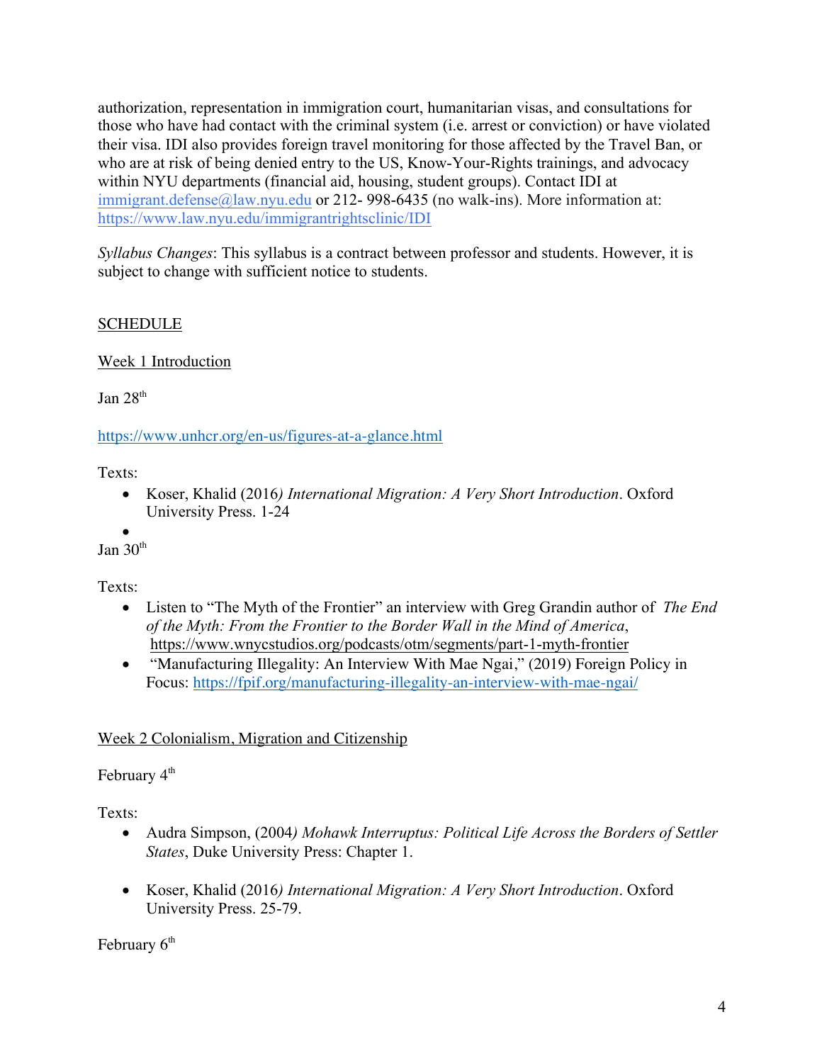authorization, representation in immigration court, humanitarian visas, and consultations for those who have had contact with the criminal system (i.e. arrest or conviction) or have violated their visa. IDI also provides foreign travel monitoring for those affected by the Travel Ban, or who are at risk of being denied entry to the US, Know-Your-Rights trainings, and advocacy within NYU departments (financial aid, housing, student groups). Contact IDI at immigrant.defense@law.nyu.edu or 212- 998-6435 (no walk-ins). More information at: https://www.law.nyu.edu/immigrantrightsclinic/IDI

*Syllabus Changes*: This syllabus is a contract between professor and students. However, it is subject to change with sufficient notice to students.

## SCHEDULE

### Week 1 Introduction

Jan 28th

https://www.unhcr.org/en-us/figures-at-a-glance.html

Texts:

- Koser, Khalid (2016) *International Migration: A Very Short Introduction*. Oxford University Press. 1-24
-

Jan 30th

Texts:

- Listen to "The Myth of the Frontier" an interview with Greg Grandin author of *The End of the Myth: From the Frontier to the Border Wall in the Mind of America*, https://www.wnycstudios.org/podcasts/otm/segments/part-1-myth-frontier
- "Manufacturing Illegality: An Interview With Mae Ngai," (2019) Foreign Policy in Focus: https://fpif.org/manufacturing-illegality-an-interview-with-mae-ngai/

### Week 2 Colonialism, Migration and Citizenship

February 4th

Texts:

- Audra Simpson, (2004) *Mohawk Interruptus: Political Life Across the Borders of Settler States*, Duke University Press: Chapter 1.

- Koser, Khalid (2016) *International Migration: A Very Short Introduction*. Oxford University Press. 25-79.

February 6th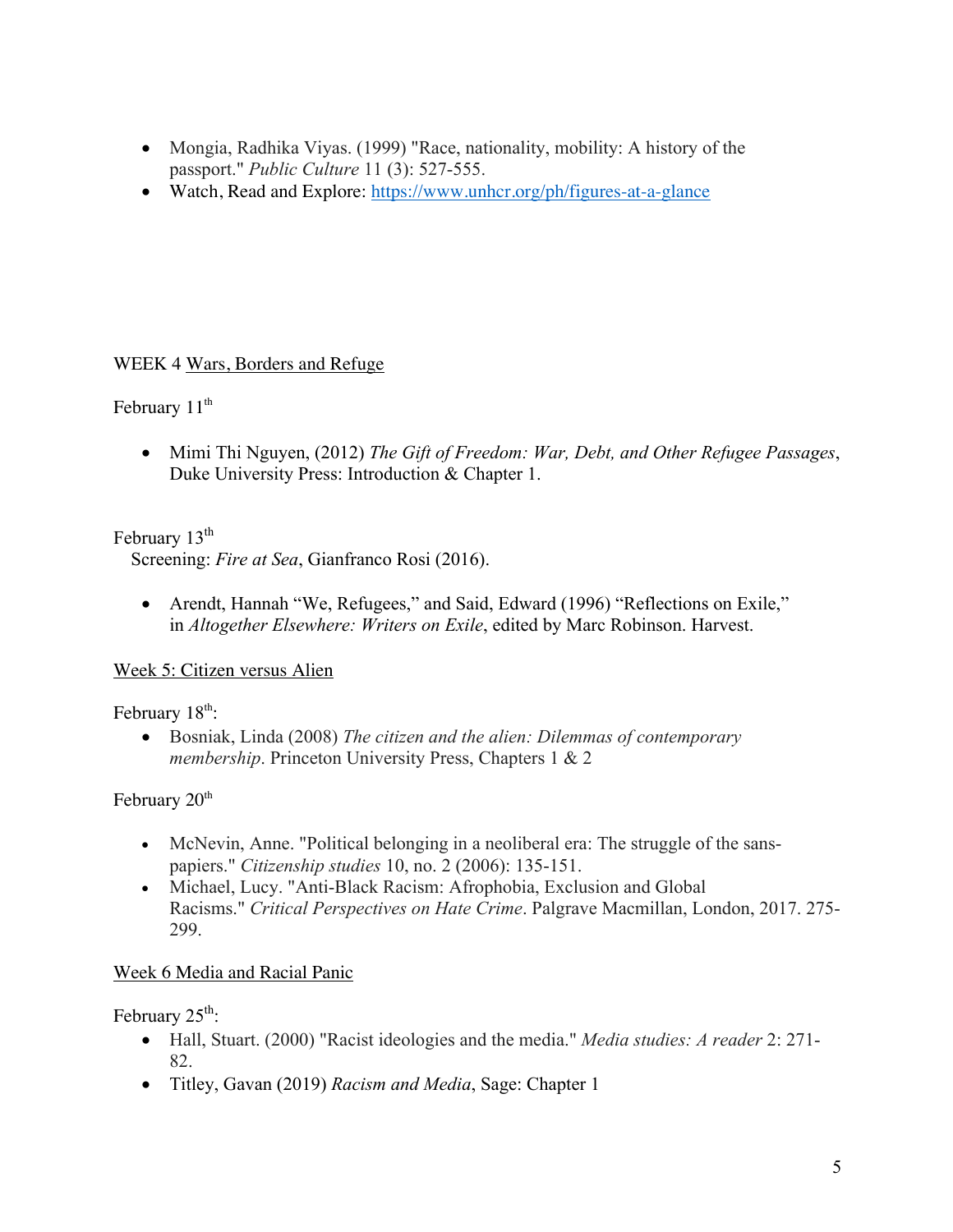- Mongia, Radhika Viyas. (1999) "Race, nationality, mobility: A history of the passport." *Public Culture* 11 (3): 527-555.
- Watch, Read and Explore: [https://www.unhcr.org/ph/figures-at-a-glance](https://www.unhcr.org/ph/figures-at-a-glance)

WEEK 4 Wars, Borders and Refuge

February 11th

- Mimi Thi Nguyen, (2012) *The Gift of Freedom: War, Debt, and Other Refugee Passages*, Duke University Press: Introduction & Chapter 1.

February 13th

Screening: *Fire at Sea*, Gianfranco Rosi (2016).

- Arendt, Hannah "We, Refugees," and Said, Edward (1996) "Reflections on Exile," in *Altogether Elsewhere: Writers on Exile*, edited by Marc Robinson. Harvest.

Week 5: Citizen versus Alien

February 18th:

- Bosniak, Linda (2008) *The citizen and the alien: Dilemmas of contemporary membership*. Princeton University Press, Chapters 1 & 2

February 20th

- McNevin, Anne. "Political belonging in a neoliberal era: The struggle of the sans-papiers." *Citizenship studies* 10, no. 2 (2006): 135-151.
- Michael, Lucy. "Anti-Black Racism: Afrophobia, Exclusion and Global Racisms." *Critical Perspectives on Hate Crime*. Palgrave Macmillan, London, 2017. 275-299.

Week 6 Media and Racial Panic

February 25th:

- Hall, Stuart. (2000) "Racist ideologies and the media." *Media studies: A reader* 2: 271-82.
- Titley, Gavan (2019) *Racism and Media*, Sage: Chapter 1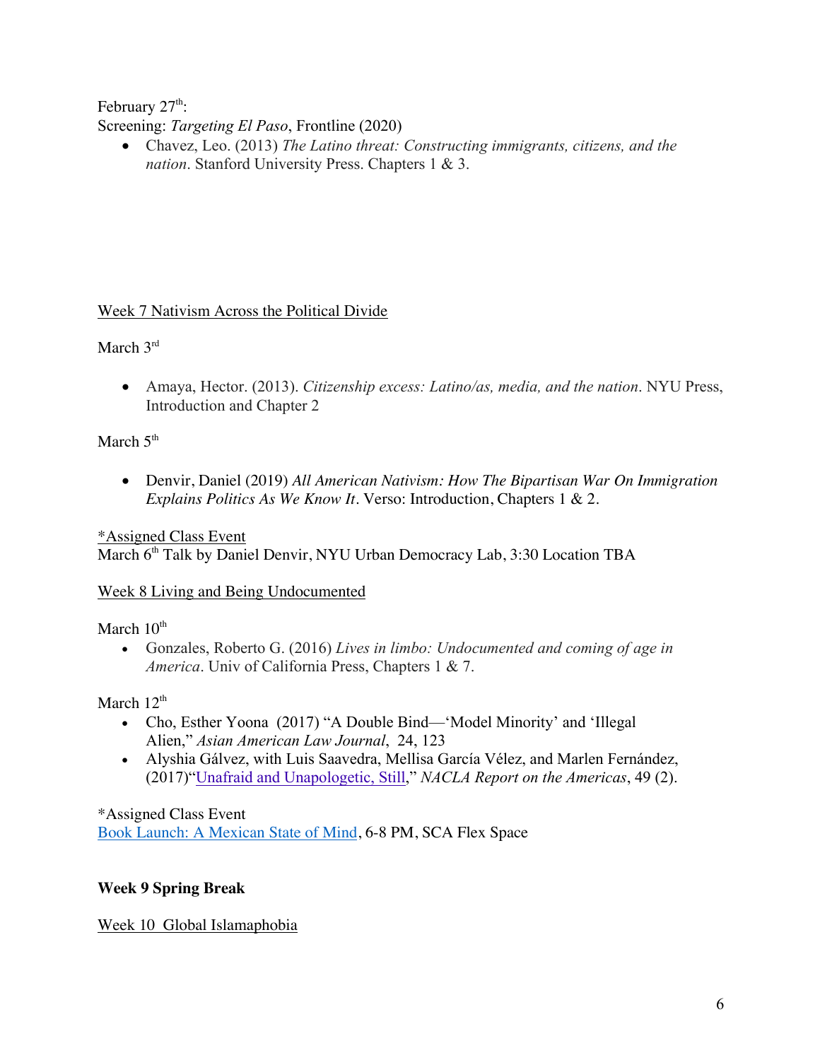February 27th:

Screening: *Targeting El Paso*, Frontline (2020)

- Chavez, Leo. (2013) *The Latino threat: Constructing immigrants, citizens, and the nation*. Stanford University Press. Chapters 1 & 3.

## Week 7 Nativism Across the Political Divide

March 3rd

- Amaya, Hector. (2013). *Citizenship excess: Latino/as, media, and the nation*. NYU Press, Introduction and Chapter 2

March 5th

- Denvir, Daniel (2019) *All American Nativism: How The Bipartisan War On Immigration Explains Politics As We Know It*. Verso: Introduction, Chapters 1 & 2.

*Assigned Class Event

March 6th Talk by Daniel Denvir, NYU Urban Democracy Lab, 3:30 Location TBA

## Week 8 Living and Being Undocumented

March 10th

- Gonzales, Roberto G. (2016) *Lives in limbo: Undocumented and coming of age in America*. Univ of California Press, Chapters 1 & 7.

March 12th

- Cho, Esther Yoona (2017) "A Double Bind—'Model Minority' and 'Illegal Alien," *Asian American Law Journal*, 24, 123
- Alyshia Gálvez, with Luis Saavedra, Mellisa García Vélez, and Marlen Fernández, (2017)"Unafraid and Unapologetic, Still," *NACLA Report on the Americas*, 49 (2).

*Assigned Class Event

Book Launch: A Mexican State of Mind, 6-8 PM, SCA Flex Space

## **Week 9 Spring Break**

## Week 10 Global Islamaphobia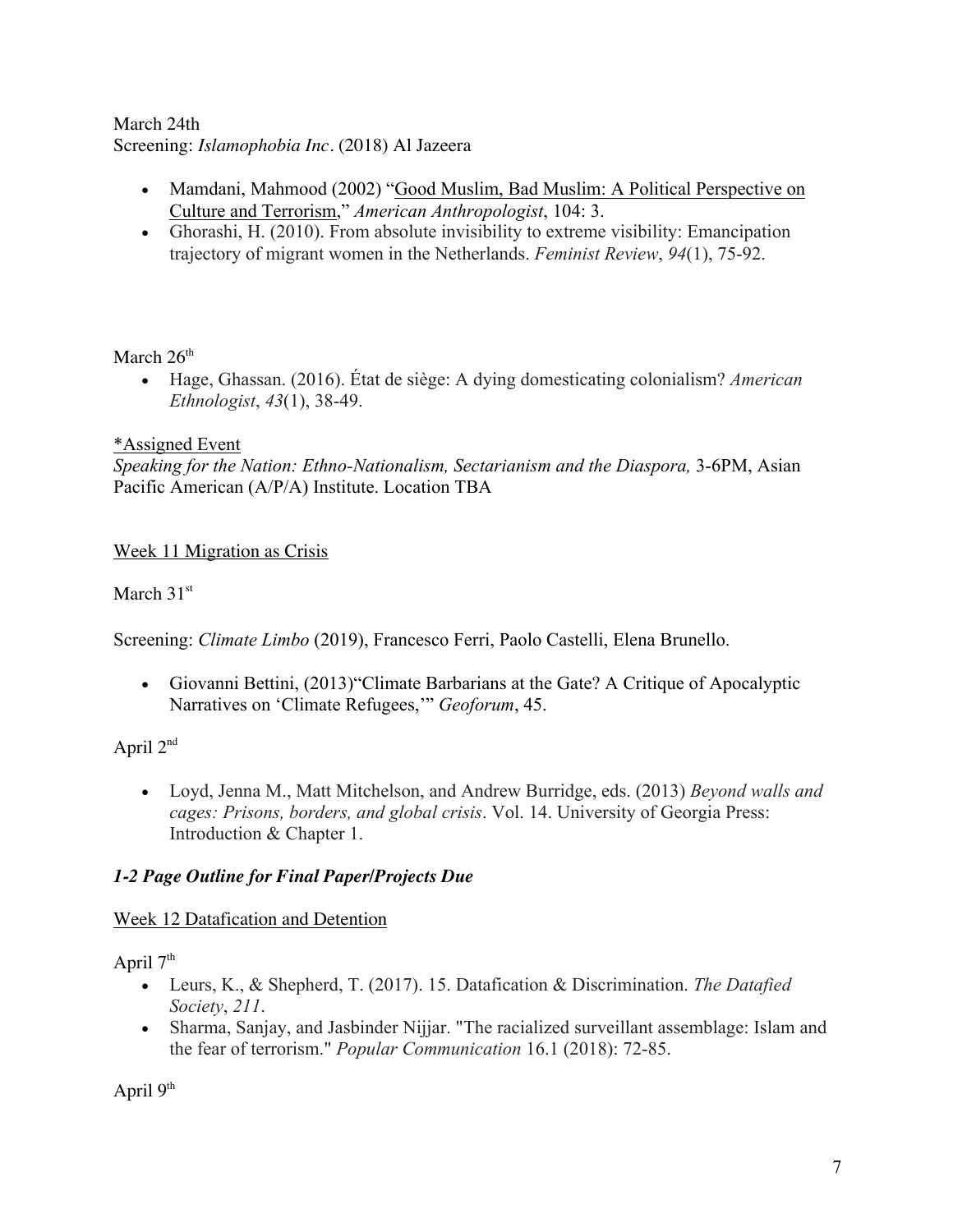March 24th
Screening: *Islamophobia Inc*. (2018) Al Jazeera

- Mamdani, Mahmood (2002) "Good Muslim, Bad Muslim: A Political Perspective on Culture and Terrorism," *American Anthropologist*, 104: 3.
- Ghorashi, H. (2010). From absolute invisibility to extreme visibility: Emancipation trajectory of migrant women in the Netherlands. *Feminist Review*, *94*(1), 75-92.

March 26th

- Hage, Ghassan. (2016). État de siège: A dying domesticating colonialism? *American Ethnologist*, *43*(1), 38-49.

*Assigned Event
*Speaking for the Nation: Ethno-Nationalism, Sectarianism and the Diaspora,* 3-6PM, Asian Pacific American (A/P/A) Institute. Location TBA

## Week 11 Migration as Crisis

March 31st

Screening: *Climate Limbo* (2019), Francesco Ferri, Paolo Castelli, Elena Brunello.

- Giovanni Bettini, (2013)"Climate Barbarians at the Gate? A Critique of Apocalyptic Narratives on 'Climate Refugees,'" *Geoforum*, 45.

April 2nd

- Loyd, Jenna M., Matt Mitchelson, and Andrew Burridge, eds. (2013) *Beyond walls and cages: Prisons, borders, and global crisis*. Vol. 14. University of Georgia Press: Introduction & Chapter 1.

***1-2 Page Outline for Final Paper/Projects Due***

## Week 12 Datafication and Detention

April 7th

- Leurs, K., & Shepherd, T. (2017). 15. Datafication & Discrimination. *The Datafied Society*, *211*.
- Sharma, Sanjay, and Jasbinder Nijjar. "The racialized surveillant assemblage: Islam and the fear of terrorism." *Popular Communication* 16.1 (2018): 72-85.

April 9th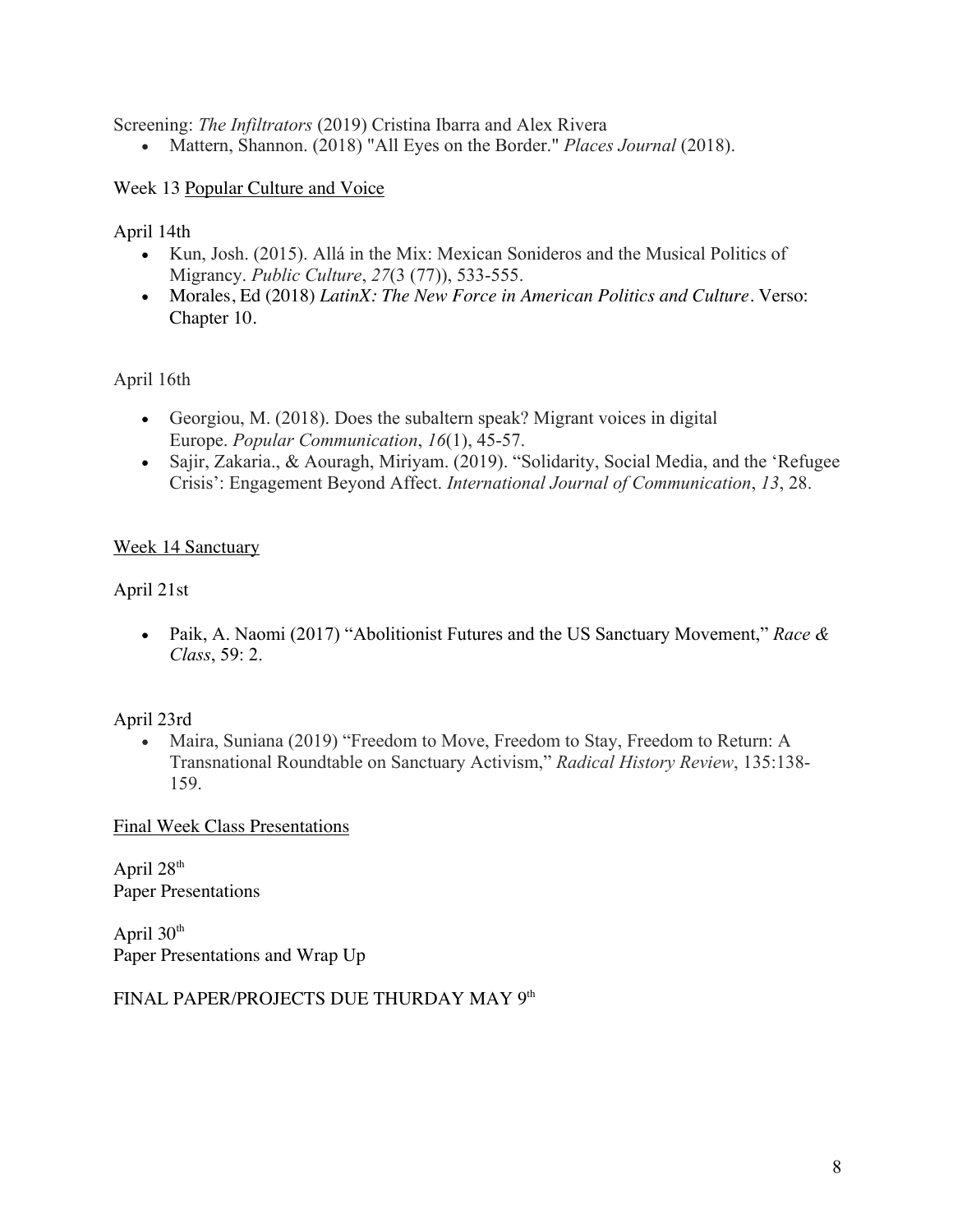Screening: *The Infiltrators* (2019) Cristina Ibarra and Alex Rivera

- Mattern, Shannon. (2018) "All Eyes on the Border." *Places Journal* (2018).

Week 13 Popular Culture and Voice

April 14th

- Kun, Josh. (2015). Allá in the Mix: Mexican Sonideros and the Musical Politics of Migrancy. *Public Culture*, *27*(3 (77)), 533-555.
- Morales, Ed (2018) *LatinX: The New Force in American Politics and Culture*. Verso: Chapter 10.

April 16th

- Georgiou, M. (2018). Does the subaltern speak? Migrant voices in digital Europe. *Popular Communication*, *16*(1), 45-57.
- Sajir, Zakaria., & Aouragh, Miriyam. (2019). "Solidarity, Social Media, and the 'Refugee Crisis': Engagement Beyond Affect. *International Journal of Communication*, *13*, 28.

Week 14 Sanctuary

April 21st

- Paik, A. Naomi (2017) "Abolitionist Futures and the US Sanctuary Movement," *Race & Class*, 59: 2.

April 23rd

- Maira, Suniana (2019) "Freedom to Move, Freedom to Stay, Freedom to Return: A Transnational Roundtable on Sanctuary Activism," *Radical History Review*, 135:138-159.

Final Week Class Presentations

April 28th
Paper Presentations

April 30th
Paper Presentations and Wrap Up

FINAL PAPER/PROJECTS DUE THURDAY MAY 9th